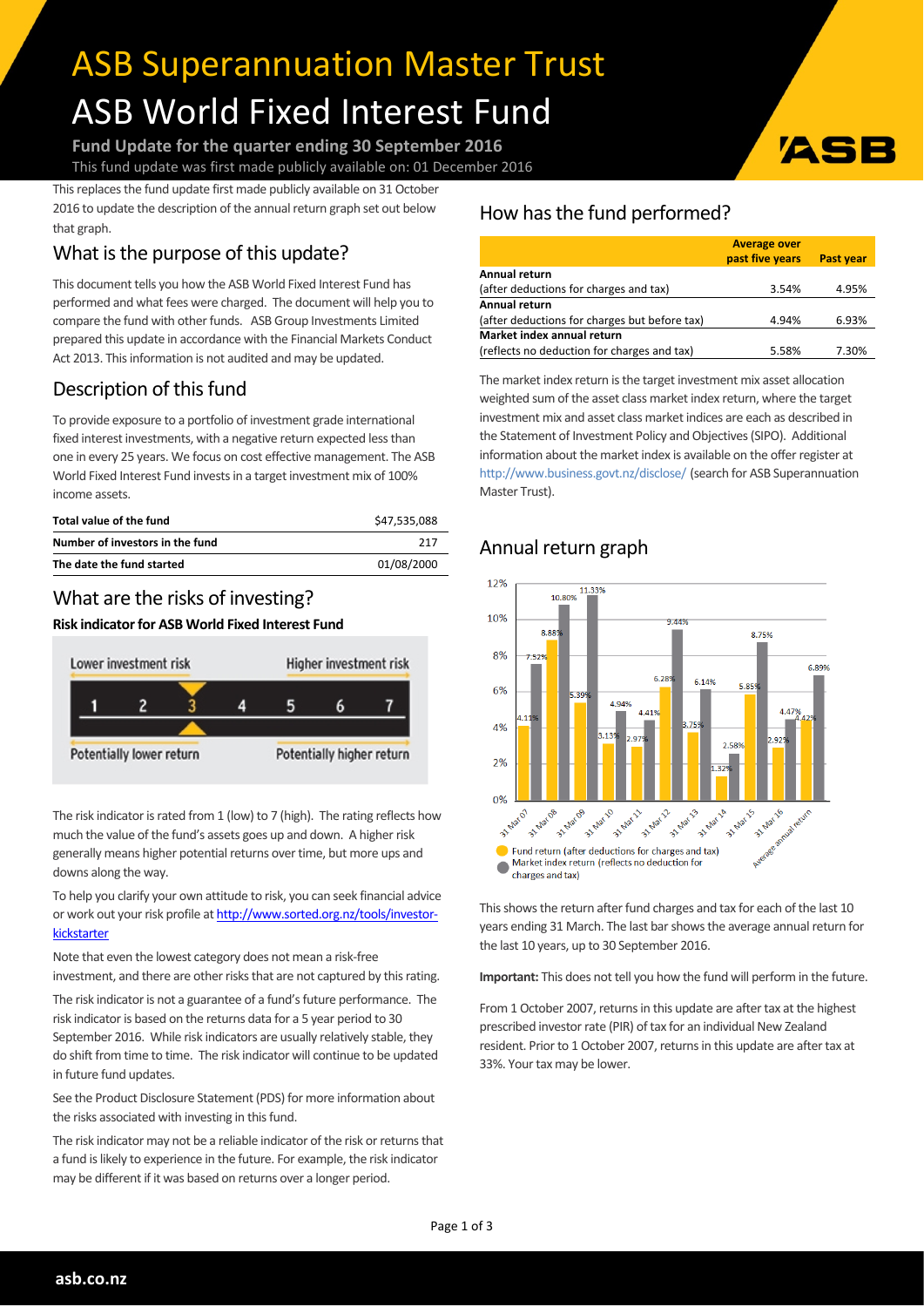# ASB Superannuation Master Trust

# ASB World Fixed Interest Fund

**Fund Update for the quarter ending 30 September 2016**

This fund update was first made publicly available on: 01 December 2016

This replaces the fund update first made publicly available on 31 October 2016 to update the description of the annual return graph set out below that graph.

## What is the purpose of this update?

This document tells you how the ASB World Fixed Interest Fund has performed and what fees were charged. The document will help you to compare the fund with other funds. ASB Group Investments Limited prepared this update in accordance with the Financial Markets Conduct Act 2013. This information is not audited and may be updated.

## Description of this fund

To provide exposure to a portfolio of investment grade international fixed interest investments, with a negative return expected less than one in every 25 years. We focus on cost effective management. The ASB World Fixed Interest Fund invests in a target investment mix of 100% income assets.

| | |
|---|---|
| **Total value of the fund** | $47,535,088 |
| **Number of investors in the fund** | 217 |
| **The date the fund started** | 01/08/2000 |

## What are the risks of investing?

**Risk indicator for ASB World Fixed Interest Fund**

Lower investment risk — Higher investment risk

1 2 **3** 4 5 6 7

Potentially lower return — Potentially higher return

The risk indicator is rated from 1 (low) to 7 (high). The rating reflects how much the value of the fund's assets goes up and down. A higher risk generally means higher potential returns over time, but more ups and downs along the way.

To help you clarify your own attitude to risk, you can seek financial advice or work out your risk profile at http://www.sorted.org.nz/tools/investor-kickstarter

Note that even the lowest category does not mean a risk-free investment, and there are other risks that are not captured by this rating.

The risk indicator is not a guarantee of a fund's future performance. The risk indicator is based on the returns data for a 5 year period to 30 September 2016. While risk indicators are usually relatively stable, they do shift from time to time. The risk indicator will continue to be updated in future fund updates.

See the Product Disclosure Statement (PDS) for more information about the risks associated with investing in this fund.

The risk indicator may not be a reliable indicator of the risk or returns that a fund is likely to experience in the future. For example, the risk indicator may be different if it was based on returns over a longer period.

## How has the fund performed?

| | Average over past five years | Past year |
|---|---|---|
| **Annual return** (after deductions for charges and tax) | 3.54% | 4.95% |
| **Annual return** (after deductions for charges but before tax) | 4.94% | 6.93% |
| **Market index annual return** (reflects no deduction for charges and tax) | 5.58% | 7.30% |

The market index return is the target investment mix asset allocation weighted sum of the asset class market index return, where the target investment mix and asset class market indices are each as described in the Statement of Investment Policy and Objectives (SIPO). Additional information about the market index is available on the offer register at http://www.business.govt.nz/disclose/ (search for ASB Superannuation Master Trust).

## Annual return graph

| | Fund return (after deductions for charges and tax) | Market index return (reflects no deduction for charges and tax) |
|---|---|---|
| 31 Mar 07 | 4.11% | 7.52% |
| 31 Mar 08 | 8.88% | 10.80% |
| 31 Mar 09 | 5.39% | 11.33% |
| 31 Mar 10 | 3.13% | 4.94% |
| 31 Mar 11 | 2.97% | 4.41% |
| 31 Mar 12 | 6.28% | 9.44% |
| 31 Mar 13 | 3.75% | 6.14% |
| 31 Mar 14 | 1.32% | 2.58% |
| 31 Mar 15 | 5.85% | 8.75% |
| 31 Mar 16 | 2.92% | 4.47% |
| Average annual return | 4.42% | 6.89% |

This shows the return after fund charges and tax for each of the last 10 years ending 31 March. The last bar shows the average annual return for the last 10 years, up to 30 September 2016.

**Important:** This does not tell you how the fund will perform in the future.

From 1 October 2007, returns in this update are after tax at the highest prescribed investor rate (PIR) of tax for an individual New Zealand resident. Prior to 1 October 2007, returns in this update are after tax at 33%. Your tax may be lower.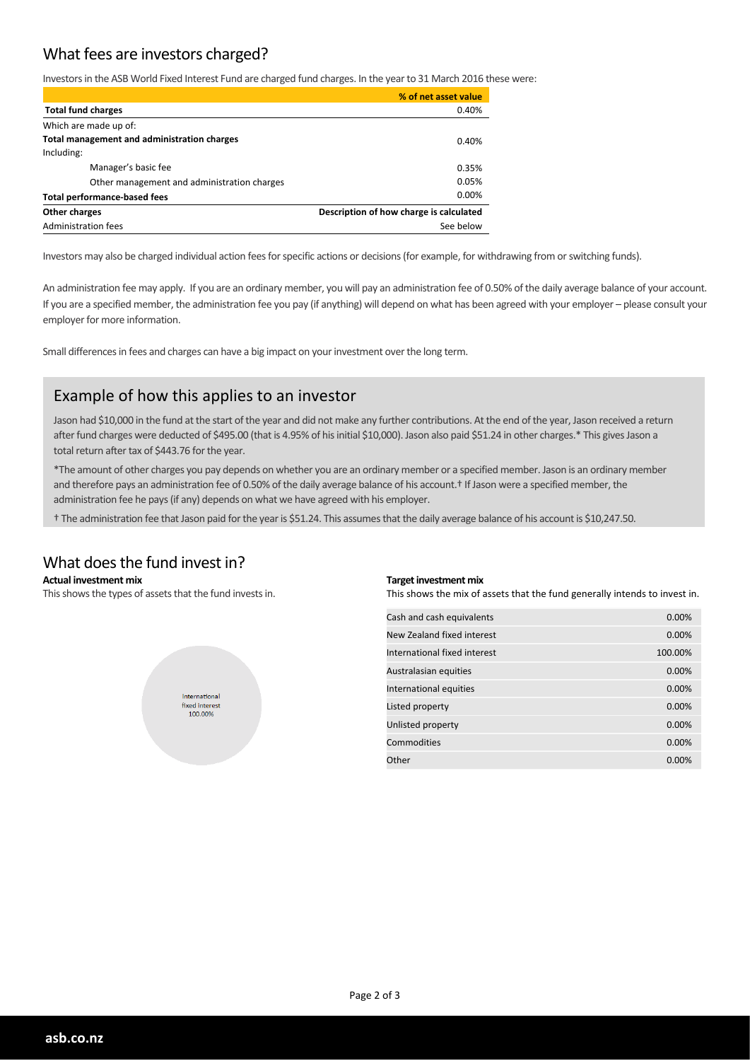## What fees are investors charged?

Investors in the ASB World Fixed Interest Fund are charged fund charges. In the year to 31 March 2016 these were:

| | % of net asset value |
|---|---|
| **Total fund charges** | 0.40% |
| Which are made up of: | |
| **Total management and administration charges** | 0.40% |
| Including: | |
| Manager's basic fee | 0.35% |
| Other management and administration charges | 0.05% |
| **Total performance-based fees** | 0.00% |
| **Other charges** | **Description of how charge is calculated** |
| Administration fees | See below |

Investors may also be charged individual action fees for specific actions or decisions (for example, for withdrawing from or switching funds).

An administration fee may apply. If you are an ordinary member, you will pay an administration fee of 0.50% of the daily average balance of your account. If you are a specified member, the administration fee you pay (if anything) will depend on what has been agreed with your employer – please consult your employer for more information.

Small differences in fees and charges can have a big impact on your investment over the long term.

## Example of how this applies to an investor

Jason had $10,000 in the fund at the start of the year and did not make any further contributions. At the end of the year, Jason received a return after fund charges were deducted of $495.00 (that is 4.95% of his initial $10,000). Jason also paid $51.24 in other charges.* This gives Jason a total return after tax of $443.76 for the year.

*The amount of other charges you pay depends on whether you are an ordinary member or a specified member. Jason is an ordinary member and therefore pays an administration fee of 0.50% of the daily average balance of his account.† If Jason were a specified member, the administration fee he pays (if any) depends on what we have agreed with his employer.

† The administration fee that Jason paid for the year is $51.24. This assumes that the daily average balance of his account is $10,247.50.

## What does the fund invest in?

**Actual investment mix**

This shows the types of assets that the fund invests in.

International fixed interest 100.00%

**Target investment mix**

This shows the mix of assets that the fund generally intends to invest in.

| Asset | % |
|---|---|
| Cash and cash equivalents | 0.00% |
| New Zealand fixed interest | 0.00% |
| International fixed interest | 100.00% |
| Australasian equities | 0.00% |
| International equities | 0.00% |
| Listed property | 0.00% |
| Unlisted property | 0.00% |
| Commodities | 0.00% |
| Other | 0.00% |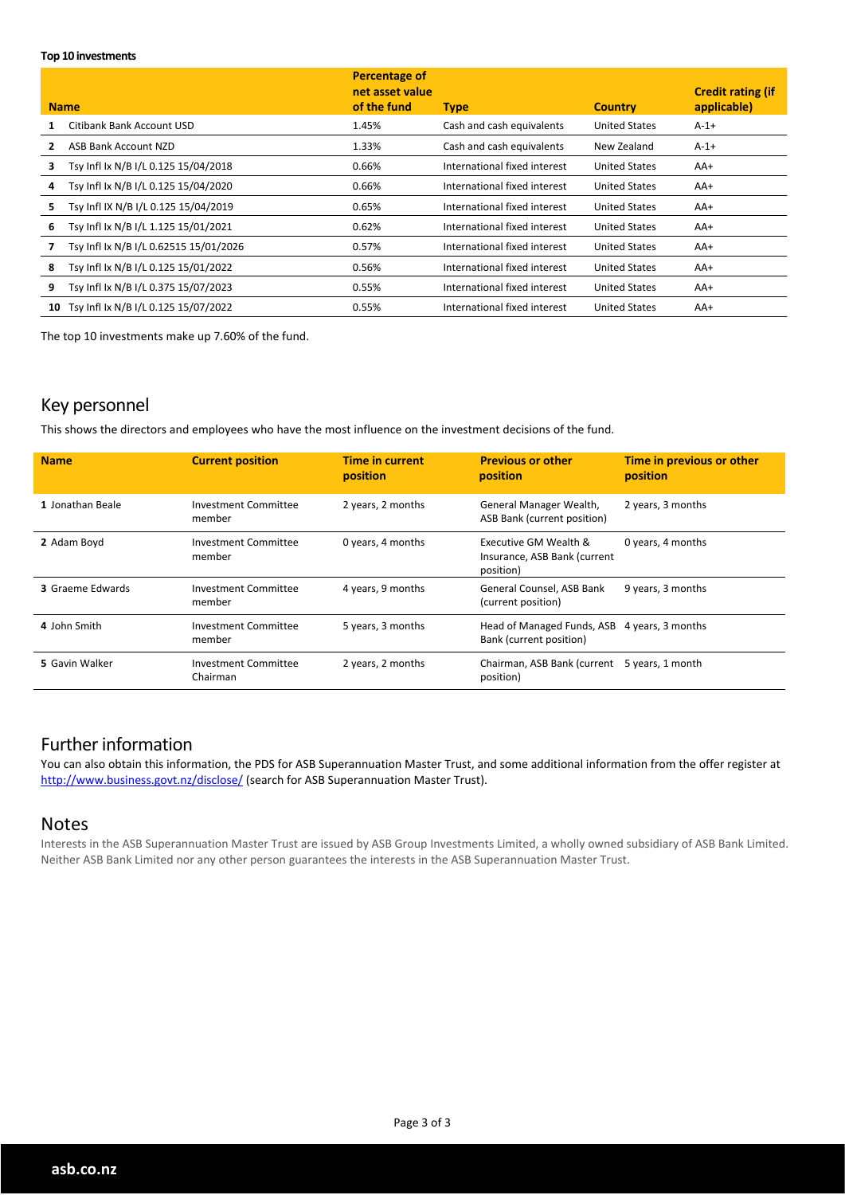**Top 10 investments**

| | Name | Percentage of net asset value of the fund | Type | Country | Credit rating (if applicable) |
|---|---|---|---|---|---|
| 1 | Citibank Bank Account USD | 1.45% | Cash and cash equivalents | United States | A-1+ |
| 2 | ASB Bank Account NZD | 1.33% | Cash and cash equivalents | New Zealand | A-1+ |
| 3 | Tsy Infl Ix N/B I/L 0.125 15/04/2018 | 0.66% | International fixed interest | United States | AA+ |
| 4 | Tsy Infl Ix N/B I/L 0.125 15/04/2020 | 0.66% | International fixed interest | United States | AA+ |
| 5 | Tsy Infl IX N/B I/L 0.125 15/04/2019 | 0.65% | International fixed interest | United States | AA+ |
| 6 | Tsy Infl Ix N/B I/L 1.125 15/01/2021 | 0.62% | International fixed interest | United States | AA+ |
| 7 | Tsy Infl Ix N/B I/L 0.62515 15/01/2026 | 0.57% | International fixed interest | United States | AA+ |
| 8 | Tsy Infl Ix N/B I/L 0.125 15/01/2022 | 0.56% | International fixed interest | United States | AA+ |
| 9 | Tsy Infl Ix N/B I/L 0.375 15/07/2023 | 0.55% | International fixed interest | United States | AA+ |
| 10 | Tsy Infl Ix N/B I/L 0.125 15/07/2022 | 0.55% | International fixed interest | United States | AA+ |

The top 10 investments make up 7.60% of the fund.

## Key personnel

This shows the directors and employees who have the most influence on the investment decisions of the fund.

| Name | Current position | Time in current position | Previous or other position | Time in previous or other position |
|---|---|---|---|---|
| 1 Jonathan Beale | Investment Committee member | 2 years, 2 months | General Manager Wealth, ASB Bank (current position) | 2 years, 3 months |
| 2 Adam Boyd | Investment Committee member | 0 years, 4 months | Executive GM Wealth & Insurance, ASB Bank (current position) | 0 years, 4 months |
| 3 Graeme Edwards | Investment Committee member | 4 years, 9 months | General Counsel, ASB Bank (current position) | 9 years, 3 months |
| 4 John Smith | Investment Committee member | 5 years, 3 months | Head of Managed Funds, ASB Bank (current position) | 4 years, 3 months |
| 5 Gavin Walker | Investment Committee Chairman | 2 years, 2 months | Chairman, ASB Bank (current position) | 5 years, 1 month |

## Further information

You can also obtain this information, the PDS for ASB Superannuation Master Trust, and some additional information from the offer register at http://www.business.govt.nz/disclose/ (search for ASB Superannuation Master Trust).

## Notes

Interests in the ASB Superannuation Master Trust are issued by ASB Group Investments Limited, a wholly owned subsidiary of ASB Bank Limited. Neither ASB Bank Limited nor any other person guarantees the interests in the ASB Superannuation Master Trust.

asb.co.nz